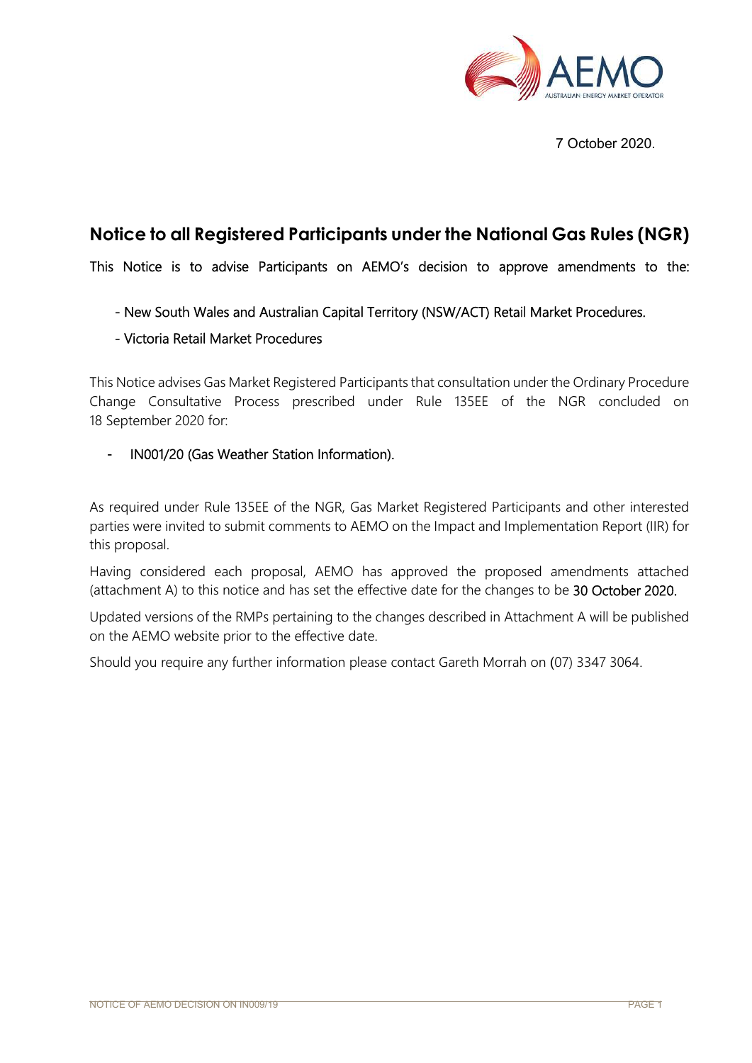7 October 2020.

# Notice to all Registered Participants under the National Gas Rules (NGR)

This Notice is to advise Participants on AEMO's decision to approve amendments to the:

- New South Wales and Australian Capital Territory (NSW/ACT) Retail Market Procedures.
- Victoria Retail Market Procedures

This Notice advises Gas Market Registered Participants that consultation under the Ordinary Procedure Change Consultative Process prescribed under Rule 135EE of the NGR concluded on 18 September 2020 for:

- IN001/20 (Gas Weather Station Information).

As required under Rule 135EE of the NGR, Gas Market Registered Participants and other interested parties were invited to submit comments to AEMO on the Impact and Implementation Report (IIR) for this proposal.

Having considered each proposal, AEMO has approved the proposed amendments attached (attachment A) to this notice and has set the effective date for the changes to be 30 October 2020.

Updated versions of the RMPs pertaining to the changes described in Attachment A will be published on the AEMO website prior to the effective date.

Should you require any further information please contact Gareth Morrah on (07) 3347 3064.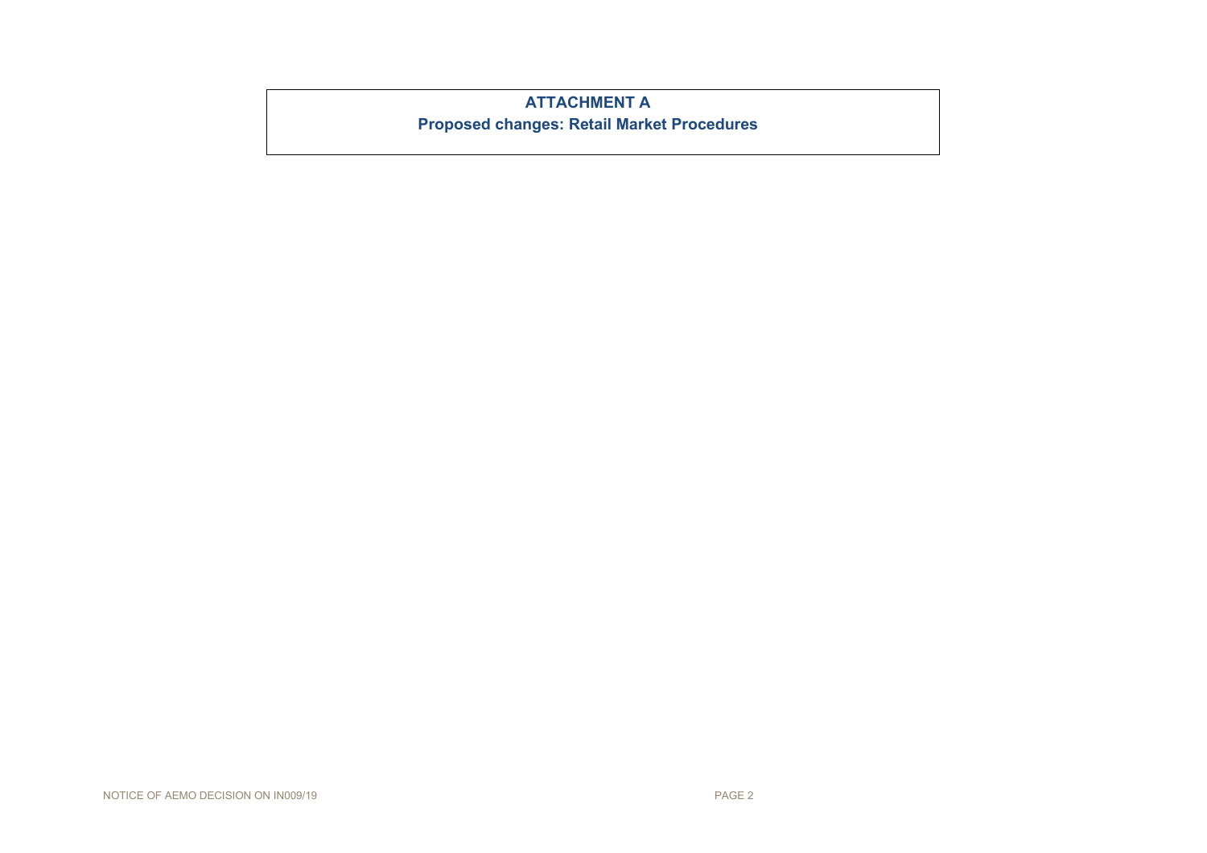# ATTACHMENT A

## Proposed changes: Retail Market Procedures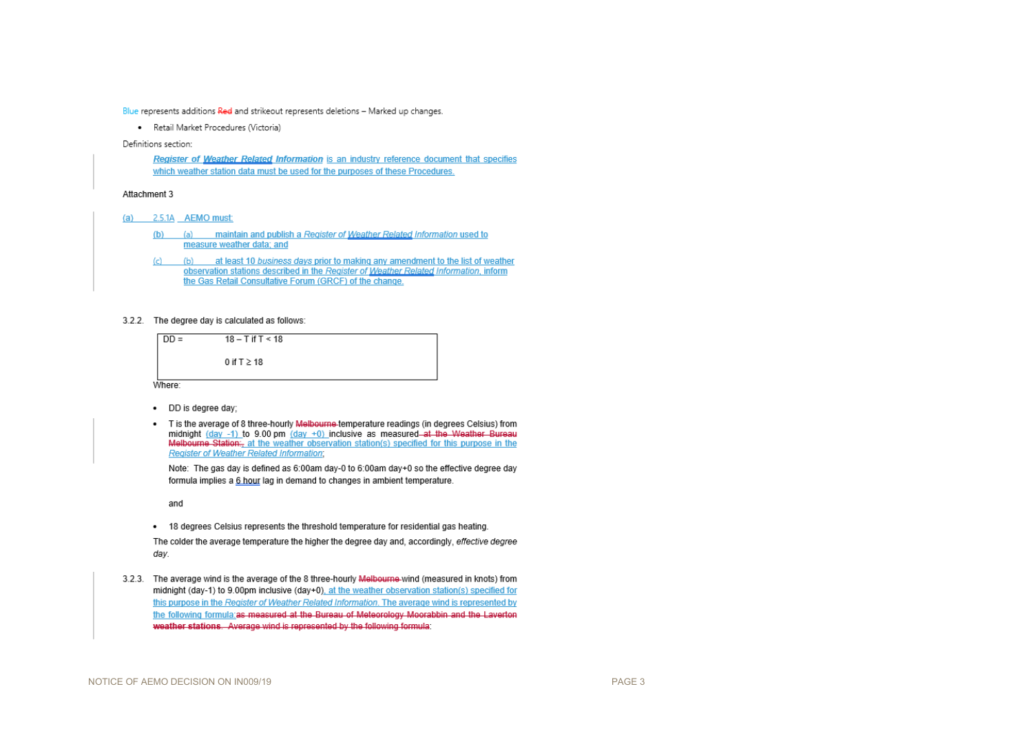Blue represents additions Red and strikeout represents deletions – Marked up changes.

- Retail Market Procedures (Victoria)

Definitions section:

***Register of Weather Related Information*** is an industry reference document that specifies which weather station data must be used for the purposes of these Procedures.

Attachment 3

(a) 2.5.1A AEMO must:

(b) (a) maintain and publish a *Register of Weather Related Information* used to measure weather data; and

(c) (b) at least 10 *business days* prior to making any amendment to the list of weather observation stations described in the *Register of Weather Related Information*, inform the Gas Retail Consultative Forum (GRCF) of the change.

3.2.2. The degree day is calculated as follows:

| DD = | 18 – T if T < 18 |
|---|---|
| | 0 if T ≥ 18 |

Where:

- DD is degree day;
- T is the average of 8 three-hourly ~~Melbourne~~ temperature readings (in degrees Celsius) from midnight (day -1) to 9.00 pm (day +0) inclusive as measured ~~at the Weather Bureau Melbourne Station;~~, at the weather observation station(s) specified for this purpose in the *Register of Weather Related Information*;

  Note: The gas day is defined as 6:00am day-0 to 6:00am day+0 so the effective degree day formula implies a 6 hour lag in demand to changes in ambient temperature.

  and

- 18 degrees Celsius represents the threshold temperature for residential gas heating.

The colder the average temperature the higher the degree day and, accordingly, *effective degree day*.

3.2.3. The average wind is the average of the 8 three-hourly ~~Melbourne~~ wind (measured in knots) from midnight (day-1) to 9.00pm inclusive (day+0), at the weather observation station(s) specified for this purpose in the *Register of Weather Related Information*. The average wind is represented by the following formula: ~~as measured at the Bureau of Meteorology Moorabbin and the Laverton weather stations. Average wind is represented by the following formula~~: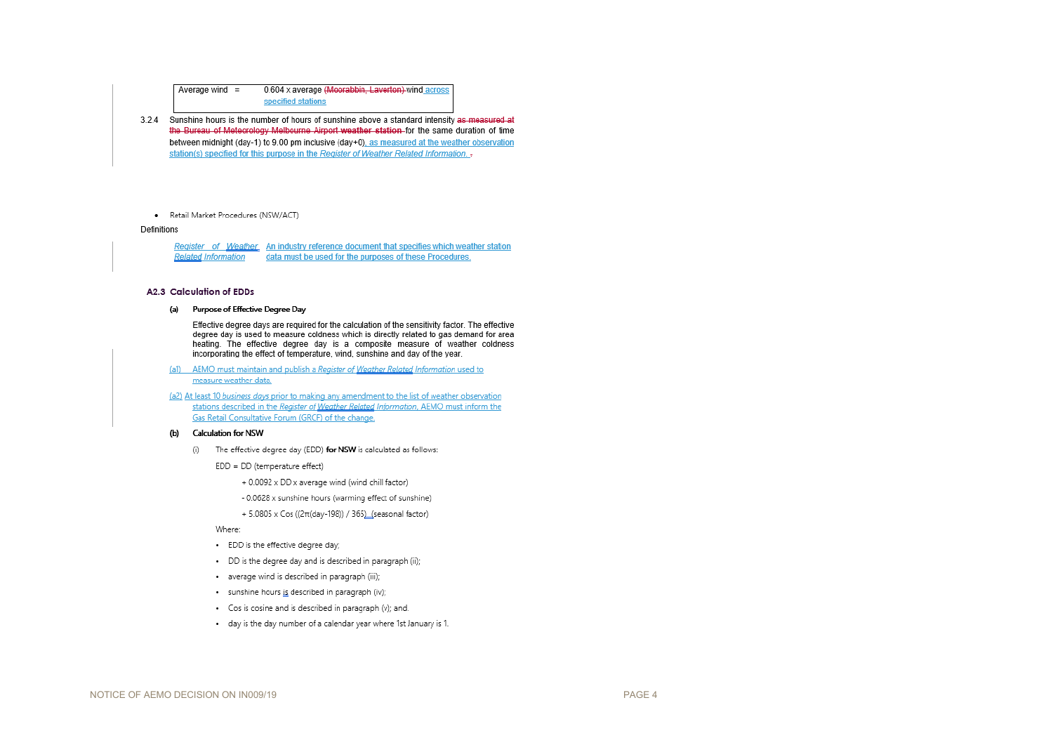| Average wind | = | 0.604 x average ~~(Moorabbin, Laverton)~~ wind across specified stations |
|---|---|---|

3.2.4 Sunshine hours is the number of hours of sunshine above a standard intensity ~~as measured at the Bureau of Meteorology Melbourne Airport weather station~~ for the same duration of time between midnight (day-1) to 9.00 pm inclusive (day+0), as measured at the weather observation station(s) specified for this purpose in the *Register of Weather Related Information*. ~~.~~

- Retail Market Procedures (NSW/ACT)

Definitions

| *Register of Weather Related Information* | An industry reference document that specifies which weather station data must be used for the purposes of these Procedures. |
|---|---|

### A2.3 Calculation of EDDs

**(a) Purpose of Effective Degree Day**

Effective degree days are required for the calculation of the sensitivity factor. The effective degree day is used to measure coldness which is directly related to gas demand for area heating. The effective degree day is a composite measure of weather coldness incorporating the effect of temperature, wind, sunshine and day of the year.

(a1) AEMO must maintain and publish a *Register of Weather Related Information* used to measure weather data.

(a2) At least 10 *business days* prior to making any amendment to the list of weather observation stations described in the *Register of Weather Related Information*, AEMO must inform the Gas Retail Consultative Forum (GRCF) of the change.

**(b) Calculation for NSW**

(i) The effective degree day (EDD) **for NSW** is calculated as follows:

EDD = DD (temperature effect)

+ 0.0092 x DD x average wind (wind chill factor)

- 0.0628 x sunshine hours (warming effect of sunshine)

+ 5.0805 x Cos ((2π(day-198)) / 365) (seasonal factor)

Where:

- EDD is the effective degree day;
- DD is the degree day and is described in paragraph (ii);
- average wind is described in paragraph (iii);
- sunshine hours is described in paragraph (iv);
- Cos is cosine and is described in paragraph (v); and.
- day is the day number of a calendar year where 1st January is 1.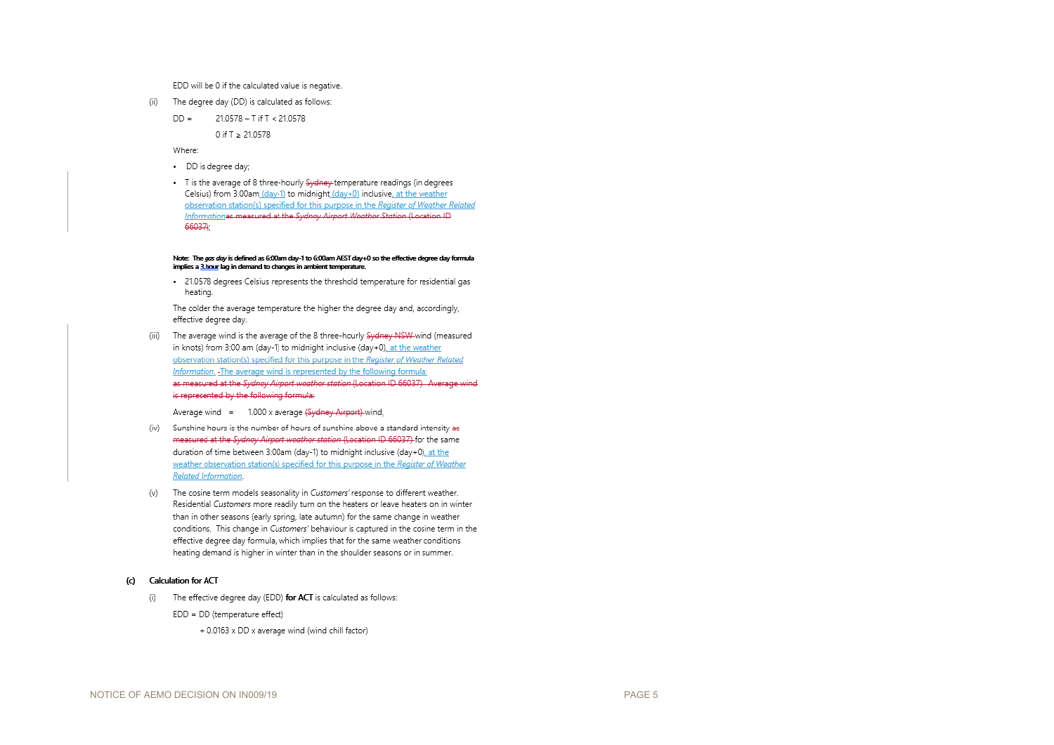EDD will be 0 if the calculated value is negative.

(ii) The degree day (DD) is calculated as follows:

DD = 21.0578 – T if T < 21.0578

0 if T ≥ 21.0578

Where:

- DD is degree day;
- T is the average of 8 three-hourly ~~Sydney~~ temperature readings (in degrees Celsius) from 3.00am (day-1) to midnight (day+0) inclusive, at the weather observation station(s) specified for this purpose in the *Register of Weather Related Information*~~as measured at the *Sydney Airport Weather Station* (Location ID 66037)~~;

**Note: The *gas day* is defined as 6:00am day-1 to 6:00am AEST day+0 so the effective degree day formula implies a 3 hour lag in demand to changes in ambient temperature.**

- 21.0578 degrees Celsius represents the threshold temperature for residential gas heating.

The colder the average temperature the higher the degree day and, accordingly, effective degree day.

(iii) The average wind is the average of the 8 three-hourly ~~Sydney NSW~~ wind (measured in knots) from 3:00 am (day-1) to midnight inclusive (day+0), at the weather observation station(s) specified for this purpose in the *Register of Weather Related Information*. The average wind is represented by the following formula:
~~as measured at the *Sydney Airport weather station* (Location ID 66037). Average wind is represented by the following formula:~~

Average wind = 1.000 x average ~~(Sydney Airport)~~ wind.

(iv) Sunshine hours is the number of hours of sunshine above a standard intensity ~~as measured at the *Sydney Airport weather station* (Location ID 66037)~~ for the same duration of time between 3:00am (day-1) to midnight inclusive (day+0), at the weather observation station(s) specified for this purpose in the *Register of Weather Related Information*.

(v) The cosine term models seasonality in *Customers'* response to different weather. Residential *Customers* more readily turn on the heaters or leave heaters on in winter than in other seasons (early spring, late autumn) for the same change in weather conditions. This change in *Customers'* behaviour is captured in the cosine term in the effective degree day formula, which implies that for the same weather conditions heating demand is higher in winter than in the shoulder seasons or in summer.

**(c) Calculation for ACT**

(i) The effective degree day (EDD) **for ACT** is calculated as follows:

EDD = DD (temperature effect)

+ 0.0163 x DD x average wind (wind chill factor)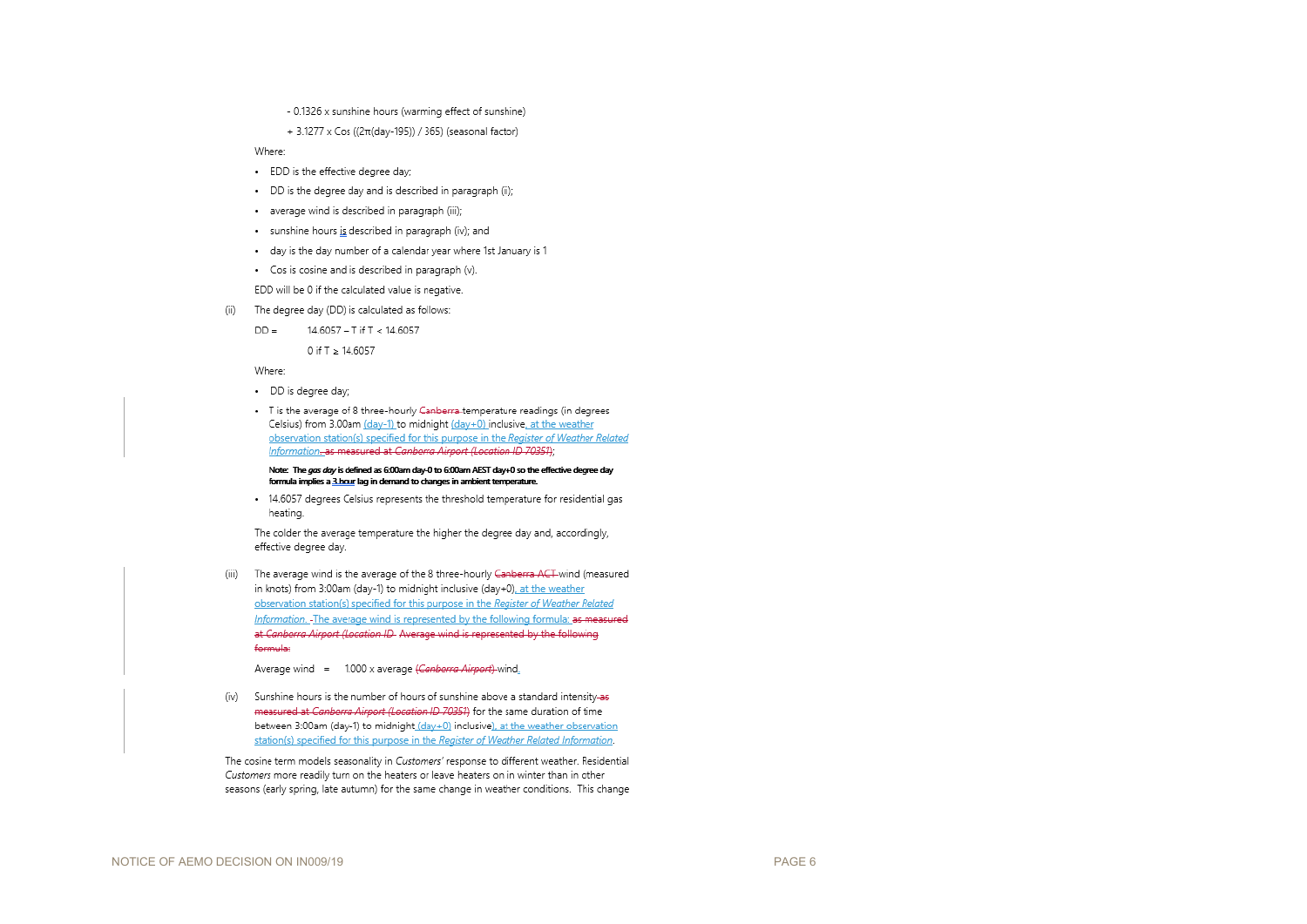- 0.1326 x sunshine hours (warming effect of sunshine)

+ 3.1277 x Cos ((2π(day-195)) / 365) (seasonal factor)

Where:

- EDD is the effective degree day;
- DD is the degree day and is described in paragraph (ii);
- average wind is described in paragraph (iii);
- sunshine hours is described in paragraph (iv); and
- day is the day number of a calendar year where 1st January is 1
- Cos is cosine and is described in paragraph (v).

EDD will be 0 if the calculated value is negative.

(ii) The degree day (DD) is calculated as follows:

DD = 14.6057 – T if T < 14.6057

0 if T ≥ 14.6057

Where:

- DD is degree day;
- T is the average of 8 three-hourly ~~Canberra~~ temperature readings (in degrees Celsius) from 3.00am (day-1) to midnight (day+0) inclusive, at the weather observation station(s) specified for this purpose in the *Register of Weather Related Information*. ~~as measured at *Canberra Airport (Location ID 70351)*~~;

  **Note: The *gas day* is defined as 6:00am day-0 to 6:00am AEST day+0 so the effective degree day formula implies a 3 hour lag in demand to changes in ambient temperature.**

- 14.6057 degrees Celsius represents the threshold temperature for residential gas heating.

The colder the average temperature the higher the degree day and, accordingly, effective degree day.

(iii) The average wind is the average of the 8 three-hourly ~~Canberra ACT~~ wind (measured in knots) from 3:00am (day-1) to midnight inclusive (day+0), at the weather observation station(s) specified for this purpose in the *Register of Weather Related Information*. The average wind is represented by the following formula: ~~as measured at *Canberra Airport (Location ID* Average wind is represented by the following formula:~~

Average wind = 1.000 x average ~~(*Canberra Airport*)~~ wind.

(iv) Sunshine hours is the number of hours of sunshine above a standard intensity ~~as measured at *Canberra Airport (Location ID 70351)*~~ for the same duration of time between 3:00am (day-1) to midnight (day+0) inclusive), at the weather observation station(s) specified for this purpose in the *Register of Weather Related Information*.

The cosine term models seasonality in *Customers'* response to different weather. Residential *Customers* more readily turn on the heaters or leave heaters on in winter than in other seasons (early spring, late autumn) for the same change in weather conditions. This change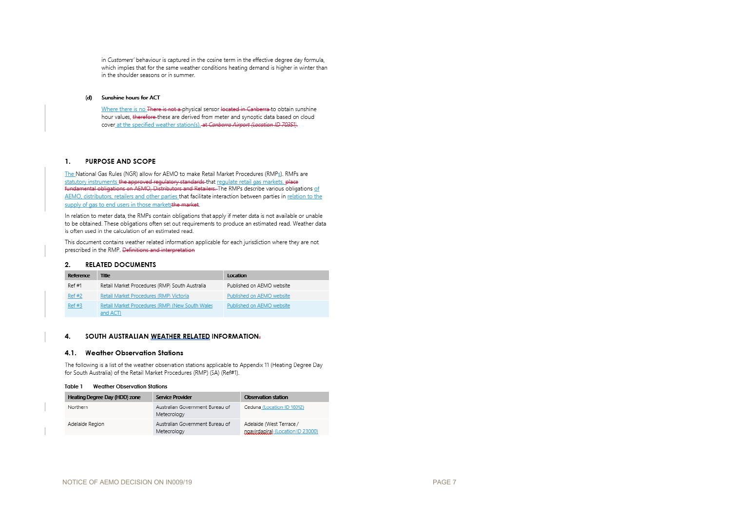in *Customers'* behaviour is captured in the cosine term in the effective degree day formula, which implies that for the same weather conditions heating demand is higher in winter than in the shoulder seasons or in summer.

**(d) Sunshine hours for ACT**

Where there is no ~~There is not a~~ physical sensor ~~located in Canberra~~ to obtain sunshine hour values, ~~therefore~~ these are derived from meter and synoptic data based on cloud cover at the specified weather station(s). ~~at *Canberra Airport (Location ID 70351)*.~~

## 1. PURPOSE AND SCOPE

The National Gas Rules (NGR) allow for AEMO to make Retail Market Procedures (RMPs). RMPs are statutory instruments ~~the approved regulatory standards~~ that regulate retail gas markets. ~~place fundamental obligations on AEMO, Distributors and Retailers.~~ The RMPs describe various obligations of AEMO, distributors, retailers and other parties that facilitate interaction between parties in relation to the supply of gas to end users in those markets~~the market~~.

In relation to meter data, the RMPs contain obligations that apply if meter data is not available or unable to be obtained. These obligations often set out requirements to produce an estimated read. Weather data is often used in the calculation of an estimated read.

This document contains weather related information applicable for each jurisdiction where they are not prescribed in the RMP. ~~Definitions and interpretation~~

## 2. RELATED DOCUMENTS

| Reference | Title | Location |
|---|---|---|
| Ref #1 | Retail Market Procedures (RMP) South Australia | Published on AEMO website |
| Ref #2 | Retail Market Procedures (RMP) Victoria | Published on AEMO website |
| Ref #3 | Retail Market Procedures (RMP) (New South Wales and ACT) | Published on AEMO website |

## 4. SOUTH AUSTRALIAN WEATHER RELATED INFORMATION~~.~~

### 4.1. Weather Observation Stations

The following is a list of the weather observation stations applicable to Appendix 11 (Heating Degree Day for South Australia) of the Retail Market Procedures (RMP) (SA) (Ref#1).

**Table 1 Weather Observation Stations**

| Heating Degree Day (HDD) zone | Service Provider | Observation station |
|---|---|---|
| Northern | Australian Government Bureau of Meteorology | Ceduna (Location ID 18012) |
| Adelaide Region | Australian Government Bureau of Meteorology | Adelaide (West Terrace / ngayirdapira) (Location ID 23000) |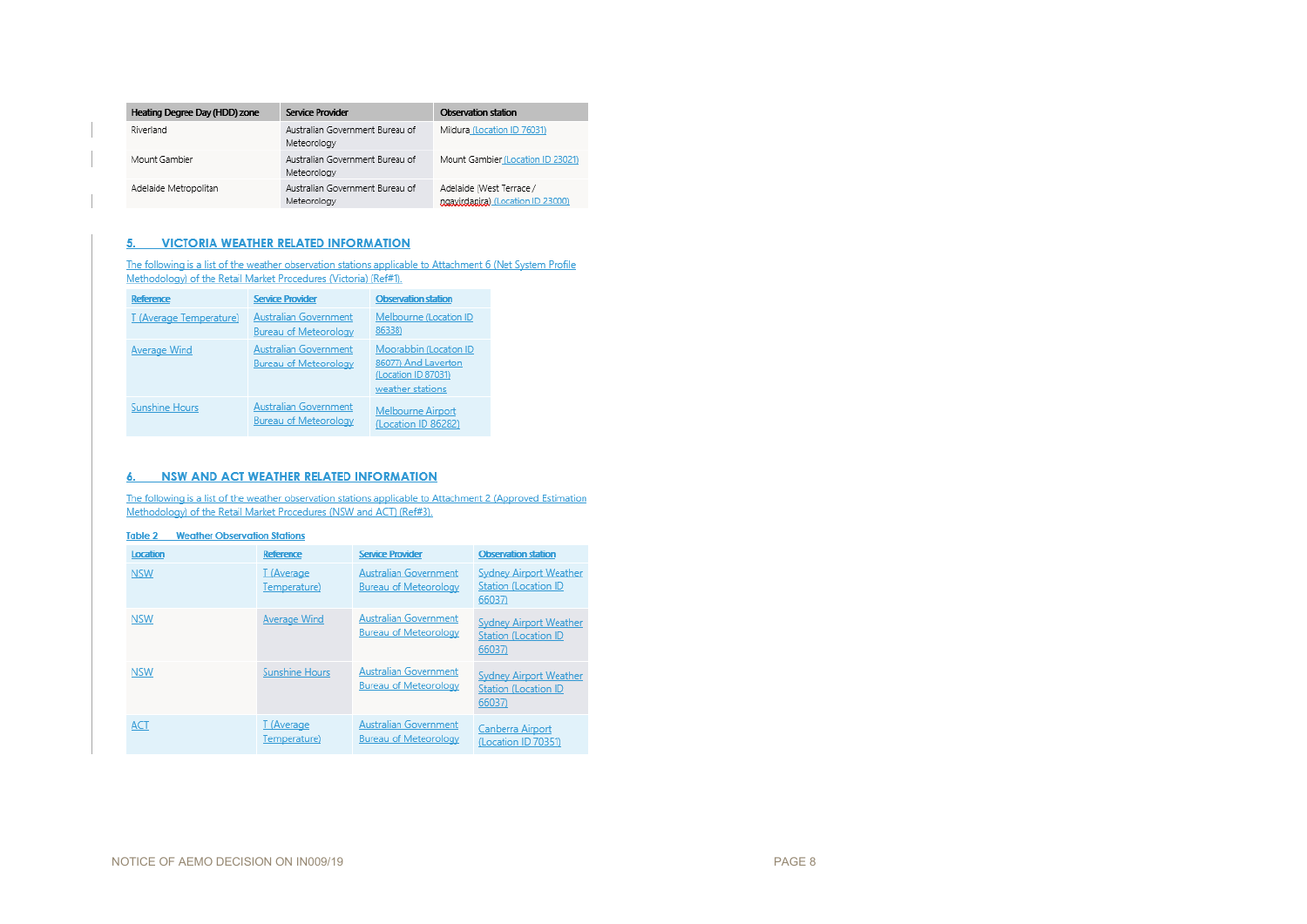| Heating Degree Day (HDD) zone | Service Provider | Observation station |
|---|---|---|
| Riverland | Australian Government Bureau of Meteorology | Mildura (Location ID 76031) |
| Mount Gambier | Australian Government Bureau of Meteorology | Mount Gambier (Location ID 23021) |
| Adelaide Metropolitan | Australian Government Bureau of Meteorology | Adelaide (West Terrace / ngayirdapira) (Location ID 23000) |

## 5. VICTORIA WEATHER RELATED INFORMATION

The following is a list of the weather observation stations applicable to Attachment 6 (Net System Profile Methodology) of the Retail Market Procedures (Victoria) (Ref#1).

| Reference | Service Provider | Observation station |
|---|---|---|
| T (Average Temperature) | Australian Government Bureau of Meteorology | Melbourne (Location ID 86338) |
| Average Wind | Australian Government Bureau of Meteorology | Moorabbin (Location ID 86077) And Laverton (Location ID 87031) weather stations |
| Sunshine Hours | Australian Government Bureau of Meteorology | Melbourne Airport (Location ID 86282) |

## 6. NSW AND ACT WEATHER RELATED INFORMATION

The following is a list of the weather observation stations applicable to Attachment 2 (Approved Estimation Methodology) of the Retail Market Procedures (NSW and ACT) (Ref#3).

Table 2 Weather Observation Stations

| Location | Reference | Service Provider | Observation station |
|---|---|---|---|
| NSW | T (Average Temperature) | Australian Government Bureau of Meteorology | Sydney Airport Weather Station (Location ID 66037) |
| NSW | Average Wind | Australian Government Bureau of Meteorology | Sydney Airport Weather Station (Location ID 66037) |
| NSW | Sunshine Hours | Australian Government Bureau of Meteorology | Sydney Airport Weather Station (Location ID 66037) |
| ACT | T (Average Temperature) | Australian Government Bureau of Meteorology | Canberra Airport (Location ID 70351) |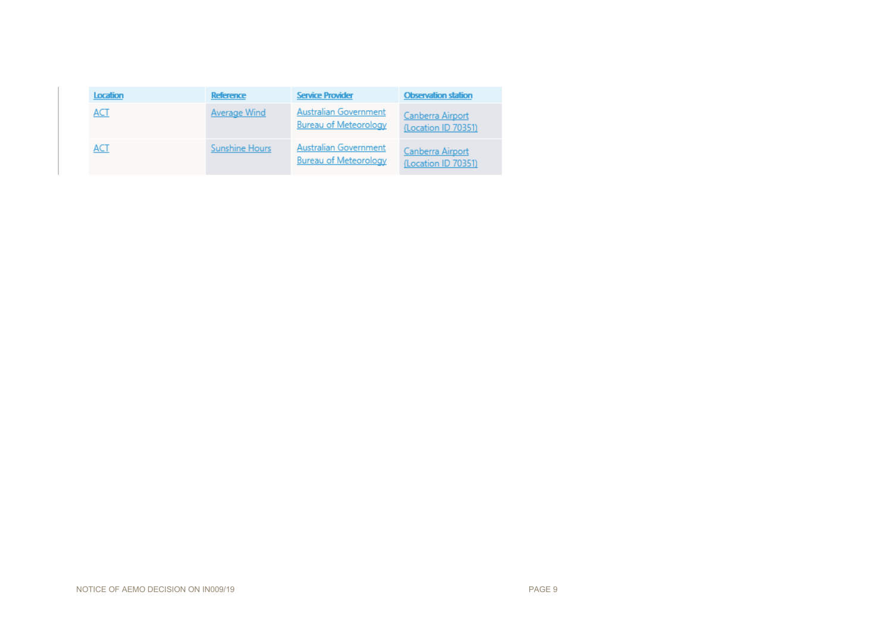| Location | Reference | Service Provider | Observation station |
| --- | --- | --- | --- |
| ACT | Average Wind | Australian Government Bureau of Meteorology | Canberra Airport (Location ID 70351) |
| ACT | Sunshine Hours | Australian Government Bureau of Meteorology | Canberra Airport (Location ID 70351) |